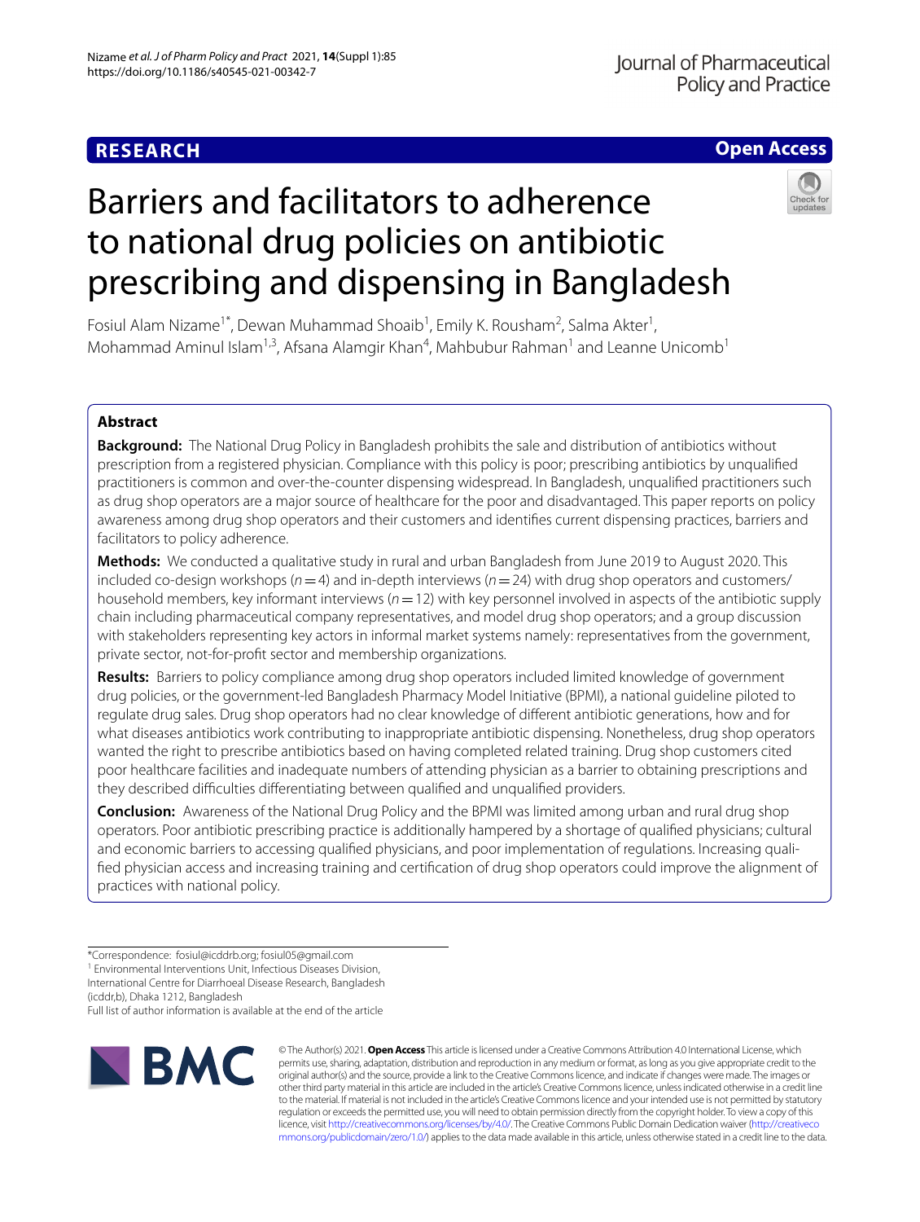**RESEARCH**

**Open Access**

# Barriers and facilitators to adherence to national drug policies on antibiotic prescribing and dispensing in Bangladesh

Fosiul Alam Nizame[1*], Dewan Muhammad Shoaib[1], Emily K. Rousham[2], Salma Akter[1], Mohammad Aminul Islam[1,3], Afsana Alamgir Khan[4], Mahbubur Rahman[1] and Leanne Unicomb[1]

## Abstract

**Background:** The National Drug Policy in Bangladesh prohibits the sale and distribution of antibiotics without prescription from a registered physician. Compliance with this policy is poor; prescribing antibiotics by unqualified practitioners is common and over-the-counter dispensing widespread. In Bangladesh, unqualified practitioners such as drug shop operators are a major source of healthcare for the poor and disadvantaged. This paper reports on policy awareness among drug shop operators and their customers and identifies current dispensing practices, barriers and facilitators to policy adherence.

**Methods:** We conducted a qualitative study in rural and urban Bangladesh from June 2019 to August 2020. This included co-design workshops ($n = 4$) and in-depth interviews ($n = 24$) with drug shop operators and customers/household members, key informant interviews ($n = 12$) with key personnel involved in aspects of the antibiotic supply chain including pharmaceutical company representatives, and model drug shop operators; and a group discussion with stakeholders representing key actors in informal market systems namely: representatives from the government, private sector, not-for-profit sector and membership organizations.

**Results:** Barriers to policy compliance among drug shop operators included limited knowledge of government drug policies, or the government-led Bangladesh Pharmacy Model Initiative (BPMI), a national guideline piloted to regulate drug sales. Drug shop operators had no clear knowledge of different antibiotic generations, how and for what diseases antibiotics work contributing to inappropriate antibiotic dispensing. Nonetheless, drug shop operators wanted the right to prescribe antibiotics based on having completed related training. Drug shop customers cited poor healthcare facilities and inadequate numbers of attending physician as a barrier to obtaining prescriptions and they described difficulties differentiating between qualified and unqualified providers.

**Conclusion:** Awareness of the National Drug Policy and the BPMI was limited among urban and rural drug shop operators. Poor antibiotic prescribing practice is additionally hampered by a shortage of qualified physicians; cultural and economic barriers to accessing qualified physicians, and poor implementation of regulations. Increasing qualified physician access and increasing training and certification of drug shop operators could improve the alignment of practices with national policy.

*Correspondence: fosiul@icddrb.org; fosiul05@gmail.com
[1] Environmental Interventions Unit, Infectious Diseases Division, International Centre for Diarrhoeal Disease Research, Bangladesh (icddr,b), Dhaka 1212, Bangladesh
Full list of author information is available at the end of the article

© The Author(s) 2021. **Open Access** This article is licensed under a Creative Commons Attribution 4.0 International License, which permits use, sharing, adaptation, distribution and reproduction in any medium or format, as long as you give appropriate credit to the original author(s) and the source, provide a link to the Creative Commons licence, and indicate if changes were made. The images or other third party material in this article are included in the article's Creative Commons licence, unless indicated otherwise in a credit line to the material. If material is not included in the article's Creative Commons licence and your intended use is not permitted by statutory regulation or exceeds the permitted use, you will need to obtain permission directly from the copyright holder. To view a copy of this licence, visit http://creativecommons.org/licenses/by/4.0/. The Creative Commons Public Domain Dedication waiver (http://creativecommons.org/publicdomain/zero/1.0/) applies to the data made available in this article, unless otherwise stated in a credit line to the data.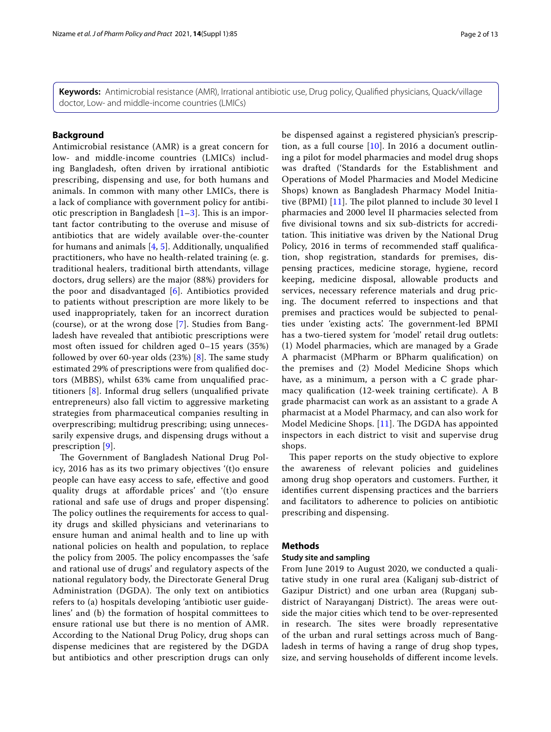**Keywords:** Antimicrobial resistance (AMR), Irrational antibiotic use, Drug policy, Qualified physicians, Quack/village doctor, Low- and middle-income countries (LMICs)

## Background

Antimicrobial resistance (AMR) is a great concern for low- and middle-income countries (LMICs) including Bangladesh, often driven by irrational antibiotic prescribing, dispensing and use, for both humans and animals. In common with many other LMICs, there is a lack of compliance with government policy for antibiotic prescription in Bangladesh [1–3]. This is an important factor contributing to the overuse and misuse of antibiotics that are widely available over-the-counter for humans and animals [4, 5]. Additionally, unqualified practitioners, who have no health-related training (e. g. traditional healers, traditional birth attendants, village doctors, drug sellers) are the major (88%) providers for the poor and disadvantaged [6]. Antibiotics provided to patients without prescription are more likely to be used inappropriately, taken for an incorrect duration (course), or at the wrong dose [7]. Studies from Bangladesh have revealed that antibiotic prescriptions were most often issued for children aged 0–15 years (35%) followed by over 60-year olds (23%) [8]. The same study estimated 29% of prescriptions were from qualified doctors (MBBS), whilst 63% came from unqualified practitioners [8]. Informal drug sellers (unqualified private entrepreneurs) also fall victim to aggressive marketing strategies from pharmaceutical companies resulting in overprescribing; multidrug prescribing; using unnecessarily expensive drugs, and dispensing drugs without a prescription [9].

The Government of Bangladesh National Drug Policy, 2016 has as its two primary objectives '(t)o ensure people can have easy access to safe, effective and good quality drugs at affordable prices' and '(t)o ensure rational and safe use of drugs and proper dispensing'. The policy outlines the requirements for access to quality drugs and skilled physicians and veterinarians to ensure human and animal health and to line up with national policies on health and population, to replace the policy from 2005. The policy encompasses the 'safe and rational use of drugs' and regulatory aspects of the national regulatory body, the Directorate General Drug Administration (DGDA). The only text on antibiotics refers to (a) hospitals developing 'antibiotic user guidelines' and (b) the formation of hospital committees to ensure rational use but there is no mention of AMR. According to the National Drug Policy, drug shops can dispense medicines that are registered by the DGDA but antibiotics and other prescription drugs can only be dispensed against a registered physician's prescription, as a full course [10]. In 2016 a document outlining a pilot for model pharmacies and model drug shops was drafted ('Standards for the Establishment and Operations of Model Pharmacies and Model Medicine Shops) known as Bangladesh Pharmacy Model Initiative (BPMI) [11]. The pilot planned to include 30 level I pharmacies and 2000 level II pharmacies selected from five divisional towns and six sub-districts for accreditation. This initiative was driven by the National Drug Policy, 2016 in terms of recommended staff qualification, shop registration, standards for premises, dispensing practices, medicine storage, hygiene, record keeping, medicine disposal, allowable products and services, necessary reference materials and drug pricing. The document referred to inspections and that premises and practices would be subjected to penalties under 'existing acts'. The government-led BPMI has a two-tiered system for 'model' retail drug outlets: (1) Model pharmacies, which are managed by a Grade A pharmacist (MPharm or BPharm qualification) on the premises and (2) Model Medicine Shops which have, as a minimum, a person with a C grade pharmacy qualification (12-week training certificate). A B grade pharmacist can work as an assistant to a grade A pharmacist at a Model Pharmacy, and can also work for Model Medicine Shops. [11]. The DGDA has appointed inspectors in each district to visit and supervise drug shops.

This paper reports on the study objective to explore the awareness of relevant policies and guidelines among drug shop operators and customers. Further, it identifies current dispensing practices and the barriers and facilitators to adherence to policies on antibiotic prescribing and dispensing.

## Methods

### Study site and sampling

From June 2019 to August 2020, we conducted a qualitative study in one rural area (Kaliganj sub-district of Gazipur District) and one urban area (Rupganj sub-district of Narayanganj District). The areas were outside the major cities which tend to be over-represented in research. The sites were broadly representative of the urban and rural settings across much of Bangladesh in terms of having a range of drug shop types, size, and serving households of different income levels.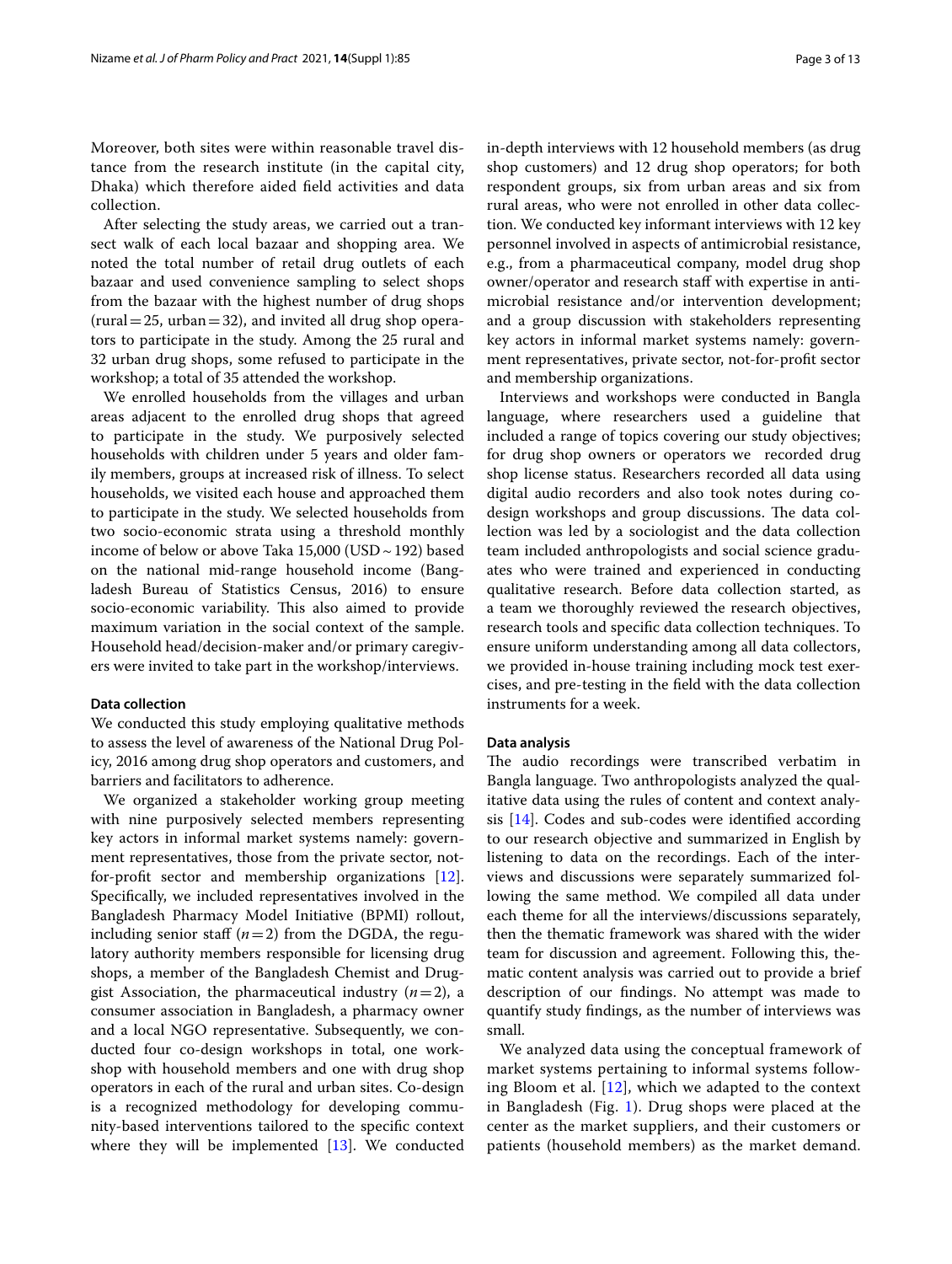Moreover, both sites were within reasonable travel distance from the research institute (in the capital city, Dhaka) which therefore aided field activities and data collection.

After selecting the study areas, we carried out a transect walk of each local bazaar and shopping area. We noted the total number of retail drug outlets of each bazaar and used convenience sampling to select shops from the bazaar with the highest number of drug shops (rural = 25, urban = 32), and invited all drug shop operators to participate in the study. Among the 25 rural and 32 urban drug shops, some refused to participate in the workshop; a total of 35 attended the workshop.

We enrolled households from the villages and urban areas adjacent to the enrolled drug shops that agreed to participate in the study. We purposively selected households with children under 5 years and older family members, groups at increased risk of illness. To select households, we visited each house and approached them to participate in the study. We selected households from two socio-economic strata using a threshold monthly income of below or above Taka 15,000 (USD ~ 192) based on the national mid-range household income (Bangladesh Bureau of Statistics Census, 2016) to ensure socio-economic variability. This also aimed to provide maximum variation in the social context of the sample. Household head/decision-maker and/or primary caregivers were invited to take part in the workshop/interviews.

### Data collection

We conducted this study employing qualitative methods to assess the level of awareness of the National Drug Policy, 2016 among drug shop operators and customers, and barriers and facilitators to adherence.

We organized a stakeholder working group meeting with nine purposively selected members representing key actors in informal market systems namely: government representatives, those from the private sector, not-for-profit sector and membership organizations [12]. Specifically, we included representatives involved in the Bangladesh Pharmacy Model Initiative (BPMI) rollout, including senior staff ($n = 2$) from the DGDA, the regulatory authority members responsible for licensing drug shops, a member of the Bangladesh Chemist and Druggist Association, the pharmaceutical industry ($n = 2$), a consumer association in Bangladesh, a pharmacy owner and a local NGO representative. Subsequently, we conducted four co-design workshops in total, one workshop with household members and one with drug shop operators in each of the rural and urban sites. Co-design is a recognized methodology for developing community-based interventions tailored to the specific context where they will be implemented [13]. We conducted in-depth interviews with 12 household members (as drug shop customers) and 12 drug shop operators; for both respondent groups, six from urban areas and six from rural areas, who were not enrolled in other data collection. We conducted key informant interviews with 12 key personnel involved in aspects of antimicrobial resistance, e.g., from a pharmaceutical company, model drug shop owner/operator and research staff with expertise in antimicrobial resistance and/or intervention development; and a group discussion with stakeholders representing key actors in informal market systems namely: government representatives, private sector, not-for-profit sector and membership organizations.

Interviews and workshops were conducted in Bangla language, where researchers used a guideline that included a range of topics covering our study objectives; for drug shop owners or operators we recorded drug shop license status. Researchers recorded all data using digital audio recorders and also took notes during co-design workshops and group discussions. The data collection was led by a sociologist and the data collection team included anthropologists and social science graduates who were trained and experienced in conducting qualitative research. Before data collection started, as a team we thoroughly reviewed the research objectives, research tools and specific data collection techniques. To ensure uniform understanding among all data collectors, we provided in-house training including mock test exercises, and pre-testing in the field with the data collection instruments for a week.

### Data analysis

The audio recordings were transcribed verbatim in Bangla language. Two anthropologists analyzed the qualitative data using the rules of content and context analysis [14]. Codes and sub-codes were identified according to our research objective and summarized in English by listening to data on the recordings. Each of the interviews and discussions were separately summarized following the same method. We compiled all data under each theme for all the interviews/discussions separately, then the thematic framework was shared with the wider team for discussion and agreement. Following this, thematic content analysis was carried out to provide a brief description of our findings. No attempt was made to quantify study findings, as the number of interviews was small.

We analyzed data using the conceptual framework of market systems pertaining to informal systems following Bloom et al. [12], which we adapted to the context in Bangladesh (Fig. 1). Drug shops were placed at the center as the market suppliers, and their customers or patients (household members) as the market demand.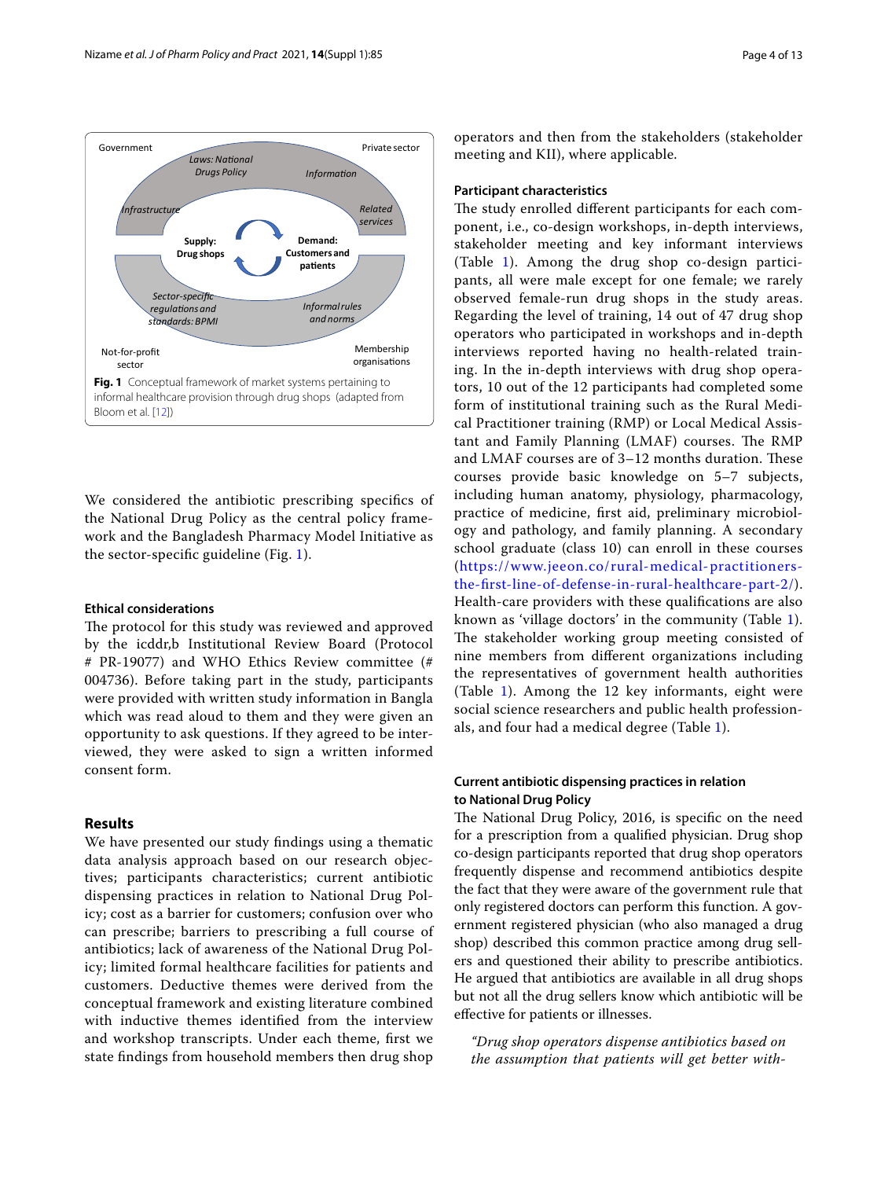Fig. 1 Conceptual framework of market systems pertaining to informal healthcare provision through drug shops (adapted from Bloom et al. [12])

We considered the antibiotic prescribing specifics of the National Drug Policy as the central policy framework and the Bangladesh Pharmacy Model Initiative as the sector-specific guideline (Fig. 1).

### Ethical considerations

The protocol for this study was reviewed and approved by the icddr,b Institutional Review Board (Protocol # PR-19077) and WHO Ethics Review committee (# 004736). Before taking part in the study, participants were provided with written study information in Bangla which was read aloud to them and they were given an opportunity to ask questions. If they agreed to be interviewed, they were asked to sign a written informed consent form.

## Results

We have presented our study findings using a thematic data analysis approach based on our research objectives; participants characteristics; current antibiotic dispensing practices in relation to National Drug Policy; cost as a barrier for customers; confusion over who can prescribe; barriers to prescribing a full course of antibiotics; lack of awareness of the National Drug Policy; limited formal healthcare facilities for patients and customers. Deductive themes were derived from the conceptual framework and existing literature combined with inductive themes identified from the interview and workshop transcripts. Under each theme, first we state findings from household members then drug shop operators and then from the stakeholders (stakeholder meeting and KII), where applicable.

### Participant characteristics

The study enrolled different participants for each component, i.e., co-design workshops, in-depth interviews, stakeholder meeting and key informant interviews (Table 1). Among the drug shop co-design participants, all were male except for one female; we rarely observed female-run drug shops in the study areas. Regarding the level of training, 14 out of 47 drug shop operators who participated in workshops and in-depth interviews reported having no health-related training. In the in-depth interviews with drug shop operators, 10 out of the 12 participants had completed some form of institutional training such as the Rural Medical Practitioner training (RMP) or Local Medical Assistant and Family Planning (LMAF) courses. The RMP and LMAF courses are of 3–12 months duration. These courses provide basic knowledge on 5–7 subjects, including human anatomy, physiology, pharmacology, practice of medicine, first aid, preliminary microbiology and pathology, and family planning. A secondary school graduate (class 10) can enroll in these courses (https://www.jeeon.co/rural-medical-practitioners-the-first-line-of-defense-in-rural-healthcare-part-2/). Health-care providers with these qualifications are also known as 'village doctors' in the community (Table 1). The stakeholder working group meeting consisted of nine members from different organizations including the representatives of government health authorities (Table 1). Among the 12 key informants, eight were social science researchers and public health professionals, and four had a medical degree (Table 1).

### Current antibiotic dispensing practices in relation to National Drug Policy

The National Drug Policy, 2016, is specific on the need for a prescription from a qualified physician. Drug shop co-design participants reported that drug shop operators frequently dispense and recommend antibiotics despite the fact that they were aware of the government rule that only registered doctors can perform this function. A government registered physician (who also managed a drug shop) described this common practice among drug sellers and questioned their ability to prescribe antibiotics. He argued that antibiotics are available in all drug shops but not all the drug sellers know which antibiotic will be effective for patients or illnesses.

> *"Drug shop operators dispense antibiotics based on the assumption that patients will get better with-*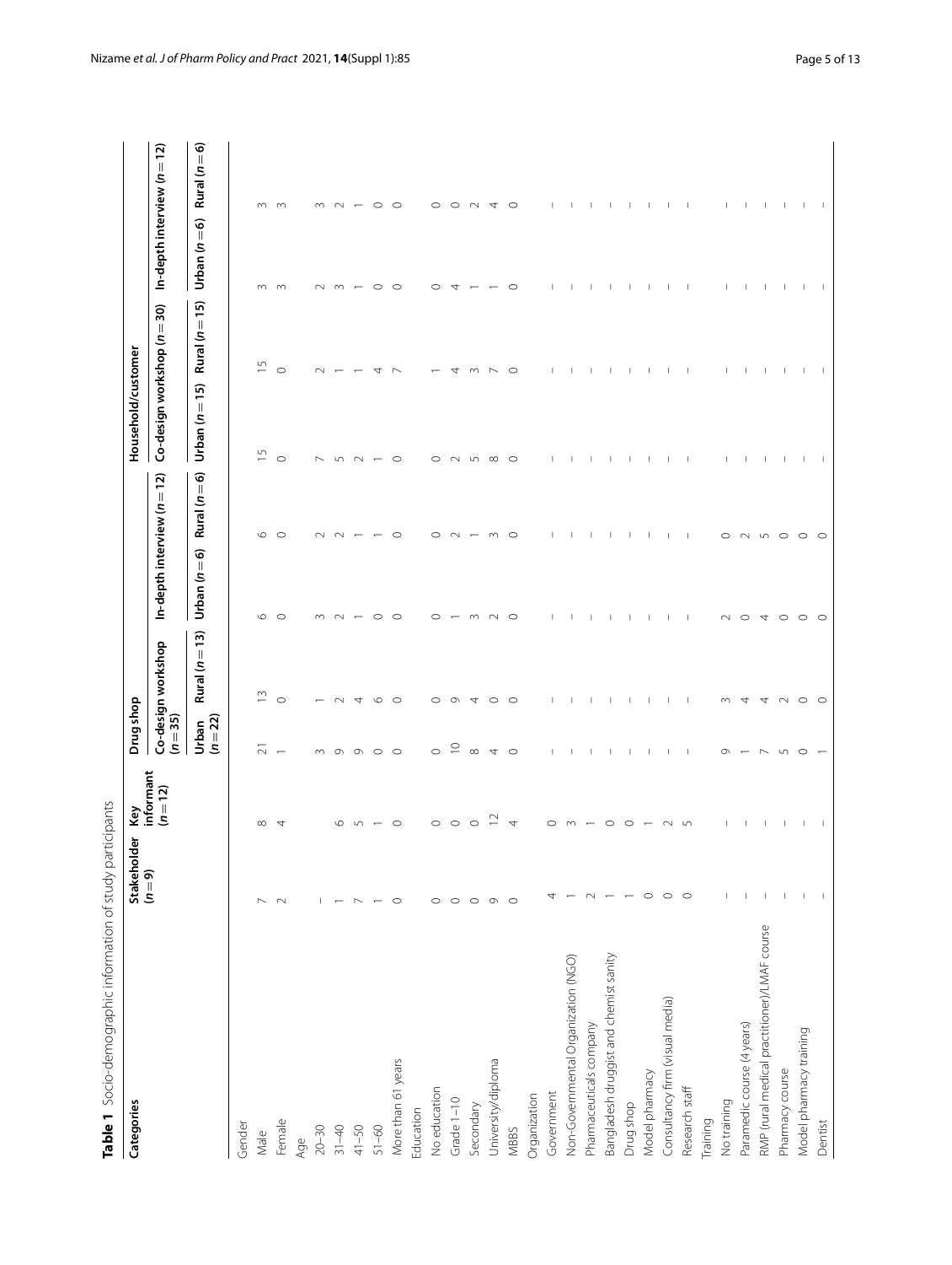**Table 1** Socio-demographic information of study participants

| Categories | Stakeholder (*n* = 9) | Key informant (*n* = 12) | Drug shop | | | | Household/customer | | | |
|---|---|---|---|---|---|---|---|---|---|---|
| | | | Co-design workshop (*n* = 35) | | In-depth interview (*n* = 12) | | Co-design workshop (*n* = 30) | | In-depth interview (*n* = 12) | |
| | | | Urban (*n* = 22) | Rural (*n* = 13) | Urban (*n* = 6) | Rural (*n* = 6) | Urban (*n* = 15) | Rural (*n* = 15) | Urban (*n* = 6) | Rural (*n* = 6) |
| Gender | | | | | | | | | | |
| Male | 7 | 8 | 21 | 13 | 6 | 6 | 15 | 15 | 3 | 3 |
| Female | 2 | 4 | 1 | 0 | 0 | 0 | 0 | 0 | 3 | 3 |
| Age | | | | | | | | | | |
| 20–30 | – | | 3 | 1 | 3 | 2 | 7 | 2 | 2 | 3 |
| 31–40 | 1 | 6 | 9 | 2 | 2 | 2 | 5 | 1 | 3 | 2 |
| 41–50 | 7 | 5 | 9 | 4 | 1 | 1 | 2 | 1 | 1 | 1 |
| 51–60 | 1 | 1 | 0 | 6 | 0 | 1 | 1 | 4 | 0 | 0 |
| More than 61 years | 0 | 0 | 0 | 0 | 0 | 0 | 0 | 7 | 0 | 0 |
| Education | | | | | | | | | | |
| No education | 0 | 0 | 0 | 0 | 0 | 0 | 0 | 1 | 0 | 0 |
| Grade 1–10 | 0 | 0 | 10 | 9 | 1 | 2 | 2 | 4 | 4 | 0 |
| Secondary | 0 | 0 | 8 | 4 | 3 | 1 | 5 | 3 | 1 | 2 |
| University/diploma | 9 | 12 | 4 | 0 | 2 | 3 | 8 | 7 | 1 | 4 |
| MBBS | 0 | 4 | 0 | 0 | 0 | 0 | 0 | 0 | 0 | 0 |
| Organization | | | | | | | | | | |
| Government | 4 | 0 | – | – | – | – | – | – | – | – |
| Non-Governmental Organization (NGO) | 1 | 3 | – | – | – | – | – | – | – | – |
| Pharmaceuticals company | 2 | 1 | – | – | – | – | – | – | – | – |
| Bangladesh druggist and chemist sanity | 1 | 0 | – | – | – | – | – | – | – | – |
| Drug shop | 1 | 0 | – | – | – | – | – | – | – | – |
| Model pharmacy | 0 | 1 | – | – | – | – | – | – | – | – |
| Consultancy firm (visual media) | 0 | 2 | – | – | – | – | – | – | – | – |
| Research staff | 0 | 5 | – | – | – | – | – | – | – | – |
| Training | | | | | | | | | | |
| No training | – | – | 9 | 3 | 2 | 0 | – | – | – | – |
| Paramedic course (4 years) | – | – | 1 | 4 | 0 | 2 | – | – | – | – |
| RMP (rural medical practitioner)/LMAF course | – | – | 7 | 4 | 4 | 5 | – | – | – | – |
| Pharmacy course | – | – | 5 | 2 | 0 | 0 | – | – | – | – |
| Model pharmacy training | – | – | 0 | 0 | 0 | 0 | – | – | – | – |
| Dentist | – | – | 1 | 0 | 0 | 0 | – | – | – | – |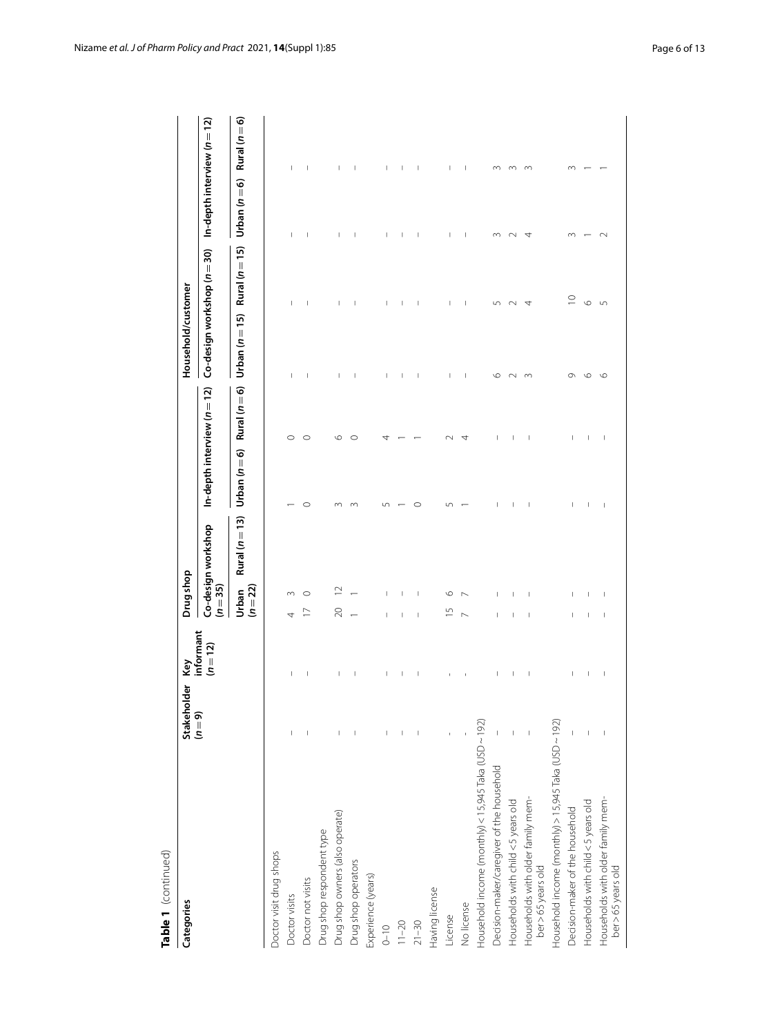**Table 1** (continued)

| Categories | Stakeholder (n = 9) | Key informant (n = 12) | Drug shop | | | | Household/customer | | | |
|---|---|---|---|---|---|---|---|---|---|---|
| | | | Co-design workshop (n = 35) | | In-depth interview (n = 12) | | Co-design workshop (n = 30) | | In-depth interview (n = 12) | |
| | | | Urban (n = 22) | Rural (n = 13) | Urban (n = 6) | Rural (n = 6) | Urban (n = 15) | Rural (n = 15) | Urban (n = 6) | Rural (n = 6) |
| Doctor visit drug shops | | | | | | | | | | |
| Doctor visits | – | – | 4 | 3 | 1 | 0 | – | – | – | – |
| Doctor not visits | – | – | 17 | 0 | 0 | 0 | – | – | – | – |
| Drug shop respondent type | | | | | | | | | | |
| Drug shop owners (also operate) | – | – | 20 | 12 | 3 | 6 | – | – | – | – |
| Drug shop operators | – | – | 1 | 1 | 3 | 0 | – | – | – | – |
| Experience (years) | | | | | | | | | | |
| 0–10 | – | – | – | – | 5 | 4 | – | – | – | – |
| 11–20 | – | – | – | – | 1 | 1 | – | – | – | – |
| 21–30 | – | – | – | – | 0 | 1 | – | – | – | – |
| Having license | | | | | | | | | | |
| License | - | - | 15 | 6 | 5 | 2 | – | – | – | – |
| No license | - | - | 7 | 7 | 1 | 4 | – | – | – | – |
| Household income (monthly) < 15,945 Taka (USD ~ 192) | | | | | | | | | | |
| Decision-maker/caregiver of the household | – | – | – | – | – | – | 6 | 5 | 3 | 3 |
| Households with child <5 years old | – | – | – | – | – | – | 2 | 2 | 2 | 3 |
| Households with older family member > 65 years old | – | – | – | – | – | – | 3 | 4 | 4 | 3 |
| Household income (monthly) > 15,945 Taka (USD ~ 192) | | | | | | | | | | |
| Decision-maker of the household | – | – | – | – | – | – | 9 | 10 | 3 | 3 |
| Households with child <5 years old | – | – | – | – | – | – | 6 | 6 | 1 | 1 |
| Households with older family member > 65 years old | – | – | – | – | – | – | 6 | 5 | 2 | 1 |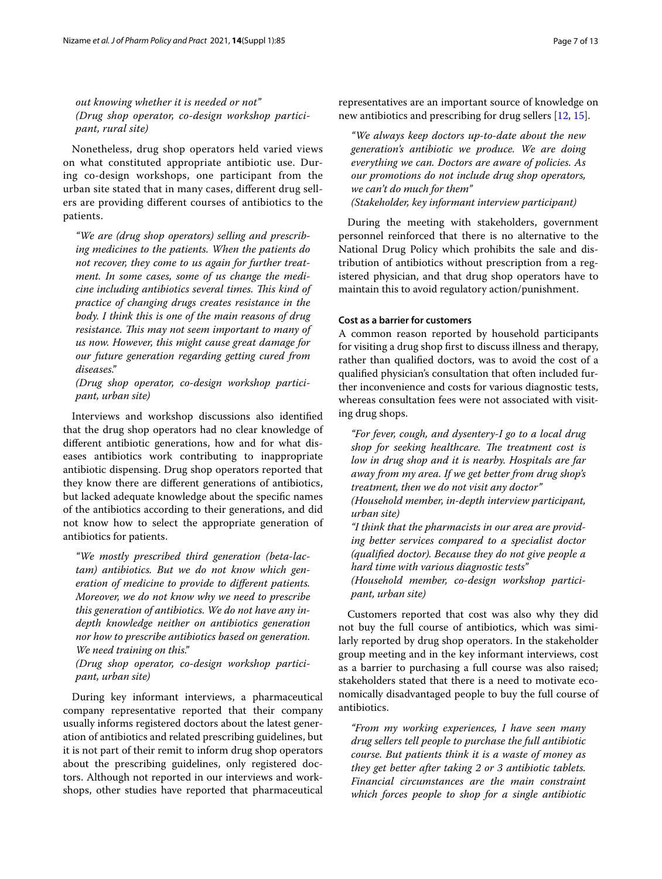*out knowing whether it is needed or not"*
*(Drug shop operator, co-design workshop participant, rural site)*

Nonetheless, drug shop operators held varied views on what constituted appropriate antibiotic use. During co-design workshops, one participant from the urban site stated that in many cases, different drug sellers are providing different courses of antibiotics to the patients.

> *"We are (drug shop operators) selling and prescribing medicines to the patients. When the patients do not recover, they come to us again for further treatment. In some cases, some of us change the medicine including antibiotics several times. This kind of practice of changing drugs creates resistance in the body. I think this is one of the main reasons of drug resistance. This may not seem important to many of us now. However, this might cause great damage for our future generation regarding getting cured from diseases."*
> *(Drug shop operator, co-design workshop participant, urban site)*

Interviews and workshop discussions also identified that the drug shop operators had no clear knowledge of different antibiotic generations, how and for what diseases antibiotics work contributing to inappropriate antibiotic dispensing. Drug shop operators reported that they know there are different generations of antibiotics, but lacked adequate knowledge about the specific names of the antibiotics according to their generations, and did not know how to select the appropriate generation of antibiotics for patients.

> *"We mostly prescribed third generation (beta-lactam) antibiotics. But we do not know which generation of medicine to provide to different patients. Moreover, we do not know why we need to prescribe this generation of antibiotics. We do not have any in-depth knowledge neither on antibiotics generation nor how to prescribe antibiotics based on generation. We need training on this."*
> *(Drug shop operator, co-design workshop participant, urban site)*

During key informant interviews, a pharmaceutical company representative reported that their company usually informs registered doctors about the latest generation of antibiotics and related prescribing guidelines, but it is not part of their remit to inform drug shop operators about the prescribing guidelines, only registered doctors. Although not reported in our interviews and workshops, other studies have reported that pharmaceutical representatives are an important source of knowledge on new antibiotics and prescribing for drug sellers [12, 15].

> *"We always keep doctors up-to-date about the new generation's antibiotic we produce. We are doing everything we can. Doctors are aware of policies. As our promotions do not include drug shop operators, we can't do much for them"*
> *(Stakeholder, key informant interview participant)*

During the meeting with stakeholders, government personnel reinforced that there is no alternative to the National Drug Policy which prohibits the sale and distribution of antibiotics without prescription from a registered physician, and that drug shop operators have to maintain this to avoid regulatory action/punishment.

#### Cost as a barrier for customers

A common reason reported by household participants for visiting a drug shop first to discuss illness and therapy, rather than qualified doctors, was to avoid the cost of a qualified physician's consultation that often included further inconvenience and costs for various diagnostic tests, whereas consultation fees were not associated with visiting drug shops.

> *"For fever, cough, and dysentery-I go to a local drug shop for seeking healthcare. The treatment cost is low in drug shop and it is nearby. Hospitals are far away from my area. If we get better from drug shop's treatment, then we do not visit any doctor"*
> *(Household member, in-depth interview participant, urban site)*
> *"I think that the pharmacists in our area are providing better services compared to a specialist doctor (qualified doctor). Because they do not give people a hard time with various diagnostic tests"*
> *(Household member, co-design workshop participant, urban site)*

Customers reported that cost was also why they did not buy the full course of antibiotics, which was similarly reported by drug shop operators. In the stakeholder group meeting and in the key informant interviews, cost as a barrier to purchasing a full course was also raised; stakeholders stated that there is a need to motivate economically disadvantaged people to buy the full course of antibiotics.

> *"From my working experiences, I have seen many drug sellers tell people to purchase the full antibiotic course. But patients think it is a waste of money as they get better after taking 2 or 3 antibiotic tablets. Financial circumstances are the main constraint which forces people to shop for a single antibiotic*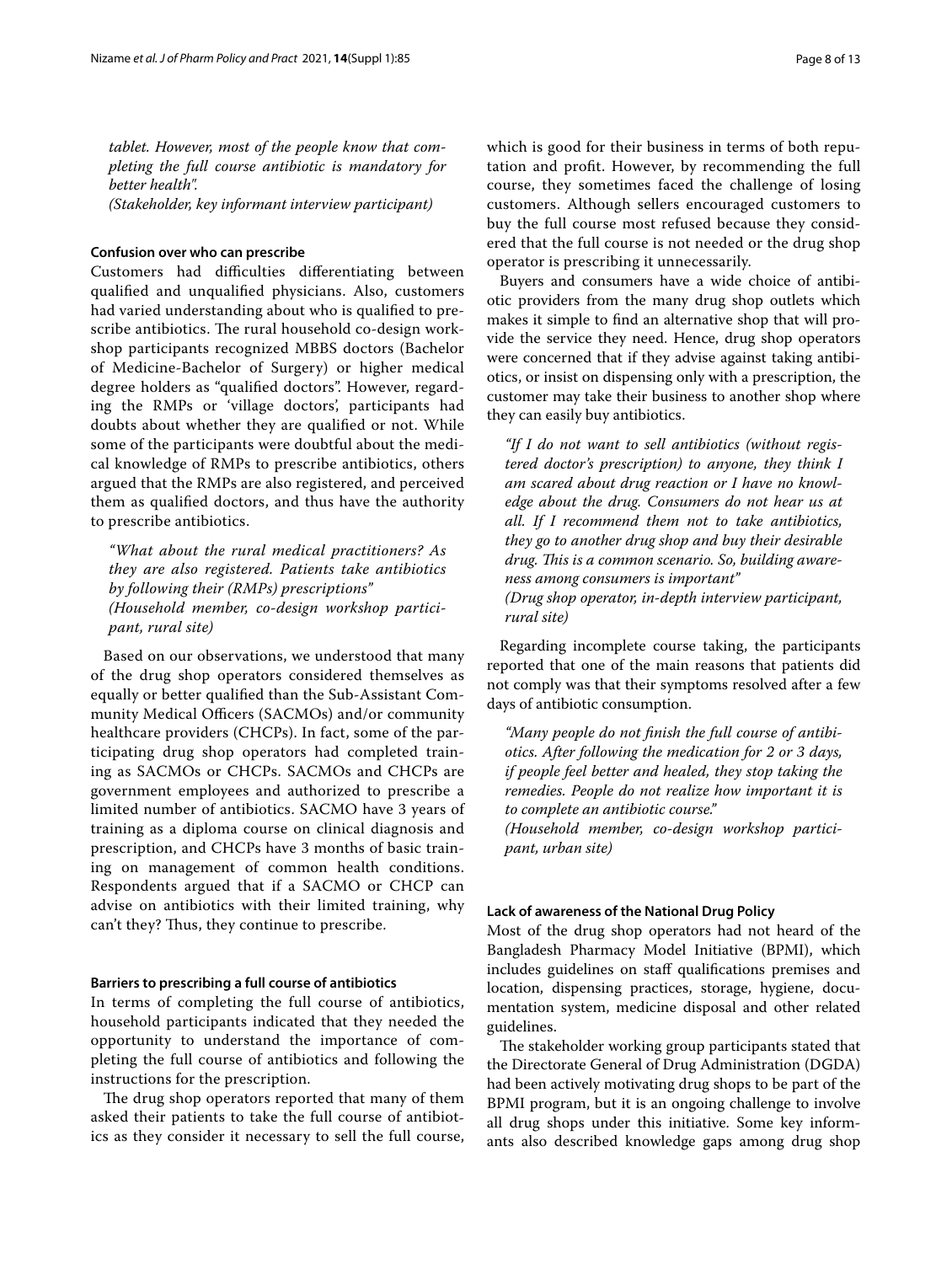*tablet. However, most of the people know that completing the full course antibiotic is mandatory for better health".*
*(Stakeholder, key informant interview participant)*

### Confusion over who can prescribe

Customers had difficulties differentiating between qualified and unqualified physicians. Also, customers had varied understanding about who is qualified to prescribe antibiotics. The rural household co-design workshop participants recognized MBBS doctors (Bachelor of Medicine-Bachelor of Surgery) or higher medical degree holders as "qualified doctors". However, regarding the RMPs or 'village doctors', participants had doubts about whether they are qualified or not. While some of the participants were doubtful about the medical knowledge of RMPs to prescribe antibiotics, others argued that the RMPs are also registered, and perceived them as qualified doctors, and thus have the authority to prescribe antibiotics.

> *"What about the rural medical practitioners? As they are also registered. Patients take antibiotics by following their (RMPs) prescriptions"*
> *(Household member, co-design workshop participant, rural site)*

Based on our observations, we understood that many of the drug shop operators considered themselves as equally or better qualified than the Sub-Assistant Community Medical Officers (SACMOs) and/or community healthcare providers (CHCPs). In fact, some of the participating drug shop operators had completed training as SACMOs or CHCPs. SACMOs and CHCPs are government employees and authorized to prescribe a limited number of antibiotics. SACMO have 3 years of training as a diploma course on clinical diagnosis and prescription, and CHCPs have 3 months of basic training on management of common health conditions. Respondents argued that if a SACMO or CHCP can advise on antibiotics with their limited training, why can't they? Thus, they continue to prescribe.

### Barriers to prescribing a full course of antibiotics

In terms of completing the full course of antibiotics, household participants indicated that they needed the opportunity to understand the importance of completing the full course of antibiotics and following the instructions for the prescription.

The drug shop operators reported that many of them asked their patients to take the full course of antibiotics as they consider it necessary to sell the full course, which is good for their business in terms of both reputation and profit. However, by recommending the full course, they sometimes faced the challenge of losing customers. Although sellers encouraged customers to buy the full course most refused because they considered that the full course is not needed or the drug shop operator is prescribing it unnecessarily.

Buyers and consumers have a wide choice of antibiotic providers from the many drug shop outlets which makes it simple to find an alternative shop that will provide the service they need. Hence, drug shop operators were concerned that if they advise against taking antibiotics, or insist on dispensing only with a prescription, the customer may take their business to another shop where they can easily buy antibiotics.

> *"If I do not want to sell antibiotics (without registered doctor's prescription) to anyone, they think I am scared about drug reaction or I have no knowledge about the drug. Consumers do not hear us at all. If I recommend them not to take antibiotics, they go to another drug shop and buy their desirable drug. This is a common scenario. So, building awareness among consumers is important"*
> *(Drug shop operator, in-depth interview participant, rural site)*

Regarding incomplete course taking, the participants reported that one of the main reasons that patients did not comply was that their symptoms resolved after a few days of antibiotic consumption.

> *"Many people do not finish the full course of antibiotics. After following the medication for 2 or 3 days, if people feel better and healed, they stop taking the remedies. People do not realize how important it is to complete an antibiotic course."*
> *(Household member, co-design workshop participant, urban site)*

### Lack of awareness of the National Drug Policy

Most of the drug shop operators had not heard of the Bangladesh Pharmacy Model Initiative (BPMI), which includes guidelines on staff qualifications premises and location, dispensing practices, storage, hygiene, documentation system, medicine disposal and other related guidelines.

The stakeholder working group participants stated that the Directorate General of Drug Administration (DGDA) had been actively motivating drug shops to be part of the BPMI program, but it is an ongoing challenge to involve all drug shops under this initiative. Some key informants also described knowledge gaps among drug shop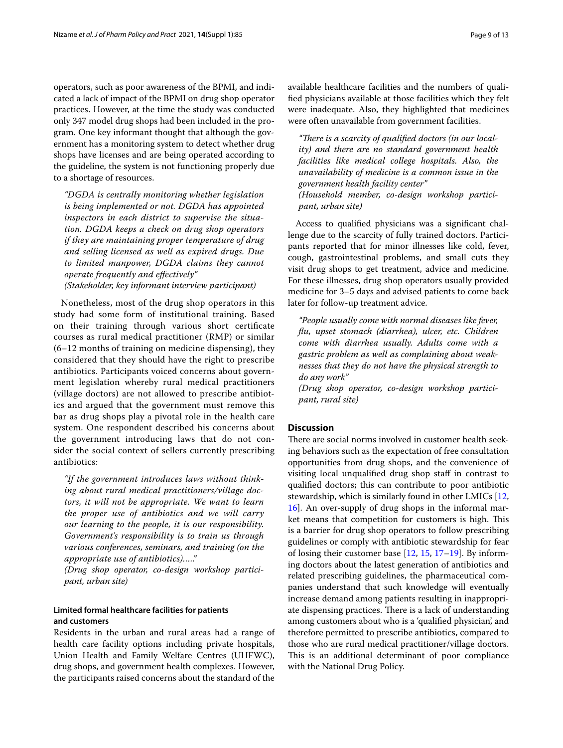operators, such as poor awareness of the BPMI, and indicated a lack of impact of the BPMI on drug shop operator practices. However, at the time the study was conducted only 347 model drug shops had been included in the program. One key informant thought that although the government has a monitoring system to detect whether drug shops have licenses and are being operated according to the guideline, the system is not functioning properly due to a shortage of resources.

> *"DGDA is centrally monitoring whether legislation is being implemented or not. DGDA has appointed inspectors in each district to supervise the situation. DGDA keeps a check on drug shop operators if they are maintaining proper temperature of drug and selling licensed as well as expired drugs. Due to limited manpower, DGDA claims they cannot operate frequently and effectively"*
> *(Stakeholder, key informant interview participant)*

Nonetheless, most of the drug shop operators in this study had some form of institutional training. Based on their training through various short certificate courses as rural medical practitioner (RMP) or similar (6–12 months of training on medicine dispensing), they considered that they should have the right to prescribe antibiotics. Participants voiced concerns about government legislation whereby rural medical practitioners (village doctors) are not allowed to prescribe antibiotics and argued that the government must remove this bar as drug shops play a pivotal role in the health care system. One respondent described his concerns about the government introducing laws that do not consider the social context of sellers currently prescribing antibiotics:

> *"If the government introduces laws without thinking about rural medical practitioners/village doctors, it will not be appropriate. We want to learn the proper use of antibiotics and we will carry our learning to the people, it is our responsibility. Government's responsibility is to train us through various conferences, seminars, and training (on the appropriate use of antibiotics)….."*
> *(Drug shop operator, co-design workshop participant, urban site)*

#### Limited formal healthcare facilities for patients and customers

Residents in the urban and rural areas had a range of health care facility options including private hospitals, Union Health and Family Welfare Centres (UHFWC), drug shops, and government health complexes. However, the participants raised concerns about the standard of the available healthcare facilities and the numbers of qualified physicians available at those facilities which they felt were inadequate. Also, they highlighted that medicines were often unavailable from government facilities.

> *"There is a scarcity of qualified doctors (in our locality) and there are no standard government health facilities like medical college hospitals. Also, the unavailability of medicine is a common issue in the government health facility center"*
> *(Household member, co-design workshop participant, urban site)*

Access to qualified physicians was a significant challenge due to the scarcity of fully trained doctors. Participants reported that for minor illnesses like cold, fever, cough, gastrointestinal problems, and small cuts they visit drug shops to get treatment, advice and medicine. For these illnesses, drug shop operators usually provided medicine for 3–5 days and advised patients to come back later for follow-up treatment advice.

> *"People usually come with normal diseases like fever, flu, upset stomach (diarrhea), ulcer, etc. Children come with diarrhea usually. Adults come with a gastric problem as well as complaining about weaknesses that they do not have the physical strength to do any work"*
> *(Drug shop operator, co-design workshop participant, rural site)*

## Discussion

There are social norms involved in customer health seeking behaviors such as the expectation of free consultation opportunities from drug shops, and the convenience of visiting local unqualified drug shop staff in contrast to qualified doctors; this can contribute to poor antibiotic stewardship, which is similarly found in other LMICs [12, 16]. An over-supply of drug shops in the informal market means that competition for customers is high. This is a barrier for drug shop operators to follow prescribing guidelines or comply with antibiotic stewardship for fear of losing their customer base [12, 15, 17–19]. By informing doctors about the latest generation of antibiotics and related prescribing guidelines, the pharmaceutical companies understand that such knowledge will eventually increase demand among patients resulting in inappropriate dispensing practices. There is a lack of understanding among customers about who is a 'qualified physician', and therefore permitted to prescribe antibiotics, compared to those who are rural medical practitioner/village doctors. This is an additional determinant of poor compliance with the National Drug Policy.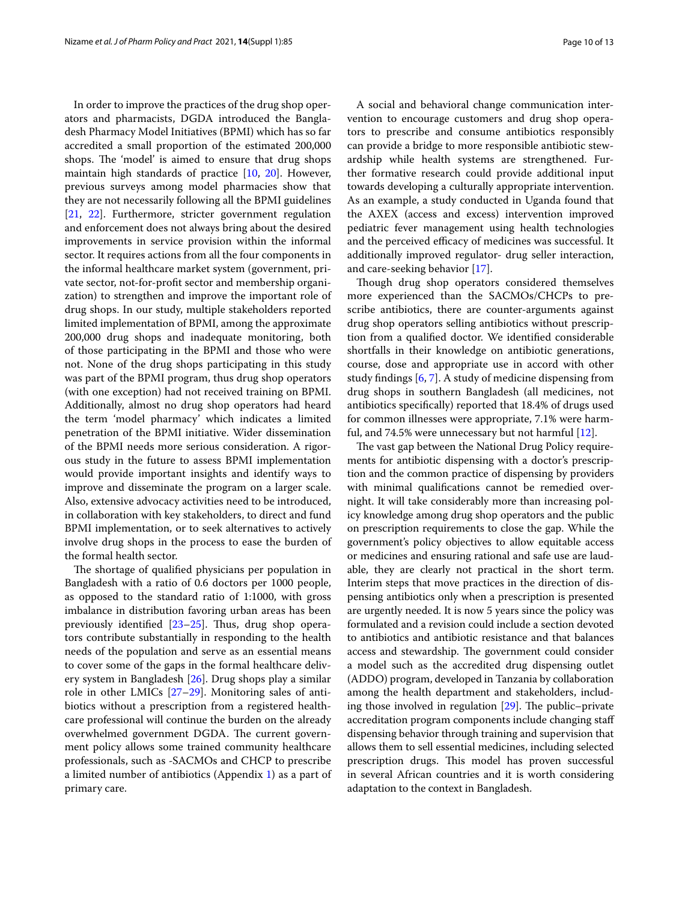In order to improve the practices of the drug shop operators and pharmacists, DGDA introduced the Bangladesh Pharmacy Model Initiatives (BPMI) which has so far accredited a small proportion of the estimated 200,000 shops. The 'model' is aimed to ensure that drug shops maintain high standards of practice [10, 20]. However, previous surveys among model pharmacies show that they are not necessarily following all the BPMI guidelines [21, 22]. Furthermore, stricter government regulation and enforcement does not always bring about the desired improvements in service provision within the informal sector. It requires actions from all the four components in the informal healthcare market system (government, private sector, not-for-profit sector and membership organization) to strengthen and improve the important role of drug shops. In our study, multiple stakeholders reported limited implementation of BPMI, among the approximate 200,000 drug shops and inadequate monitoring, both of those participating in the BPMI and those who were not. None of the drug shops participating in this study was part of the BPMI program, thus drug shop operators (with one exception) had not received training on BPMI. Additionally, almost no drug shop operators had heard the term 'model pharmacy' which indicates a limited penetration of the BPMI initiative. Wider dissemination of the BPMI needs more serious consideration. A rigorous study in the future to assess BPMI implementation would provide important insights and identify ways to improve and disseminate the program on a larger scale. Also, extensive advocacy activities need to be introduced, in collaboration with key stakeholders, to direct and fund BPMI implementation, or to seek alternatives to actively involve drug shops in the process to ease the burden of the formal health sector.

The shortage of qualified physicians per population in Bangladesh with a ratio of 0.6 doctors per 1000 people, as opposed to the standard ratio of 1:1000, with gross imbalance in distribution favoring urban areas has been previously identified [23–25]. Thus, drug shop operators contribute substantially in responding to the health needs of the population and serve as an essential means to cover some of the gaps in the formal healthcare delivery system in Bangladesh [26]. Drug shops play a similar role in other LMICs [27–29]. Monitoring sales of antibiotics without a prescription from a registered healthcare professional will continue the burden on the already overwhelmed government DGDA. The current government policy allows some trained community healthcare professionals, such as -SACMOs and CHCP to prescribe a limited number of antibiotics (Appendix 1) as a part of primary care.

A social and behavioral change communication intervention to encourage customers and drug shop operators to prescribe and consume antibiotics responsibly can provide a bridge to more responsible antibiotic stewardship while health systems are strengthened. Further formative research could provide additional input towards developing a culturally appropriate intervention. As an example, a study conducted in Uganda found that the AXEX (access and excess) intervention improved pediatric fever management using health technologies and the perceived efficacy of medicines was successful. It additionally improved regulator- drug seller interaction, and care-seeking behavior [17].

Though drug shop operators considered themselves more experienced than the SACMOs/CHCPs to prescribe antibiotics, there are counter-arguments against drug shop operators selling antibiotics without prescription from a qualified doctor. We identified considerable shortfalls in their knowledge on antibiotic generations, course, dose and appropriate use in accord with other study findings [6, 7]. A study of medicine dispensing from drug shops in southern Bangladesh (all medicines, not antibiotics specifically) reported that 18.4% of drugs used for common illnesses were appropriate, 7.1% were harmful, and 74.5% were unnecessary but not harmful [12].

The vast gap between the National Drug Policy requirements for antibiotic dispensing with a doctor's prescription and the common practice of dispensing by providers with minimal qualifications cannot be remedied overnight. It will take considerably more than increasing policy knowledge among drug shop operators and the public on prescription requirements to close the gap. While the government's policy objectives to allow equitable access or medicines and ensuring rational and safe use are laudable, they are clearly not practical in the short term. Interim steps that move practices in the direction of dispensing antibiotics only when a prescription is presented are urgently needed. It is now 5 years since the policy was formulated and a revision could include a section devoted to antibiotics and antibiotic resistance and that balances access and stewardship. The government could consider a model such as the accredited drug dispensing outlet (ADDO) program, developed in Tanzania by collaboration among the health department and stakeholders, including those involved in regulation [29]. The public–private accreditation program components include changing staff dispensing behavior through training and supervision that allows them to sell essential medicines, including selected prescription drugs. This model has proven successful in several African countries and it is worth considering adaptation to the context in Bangladesh.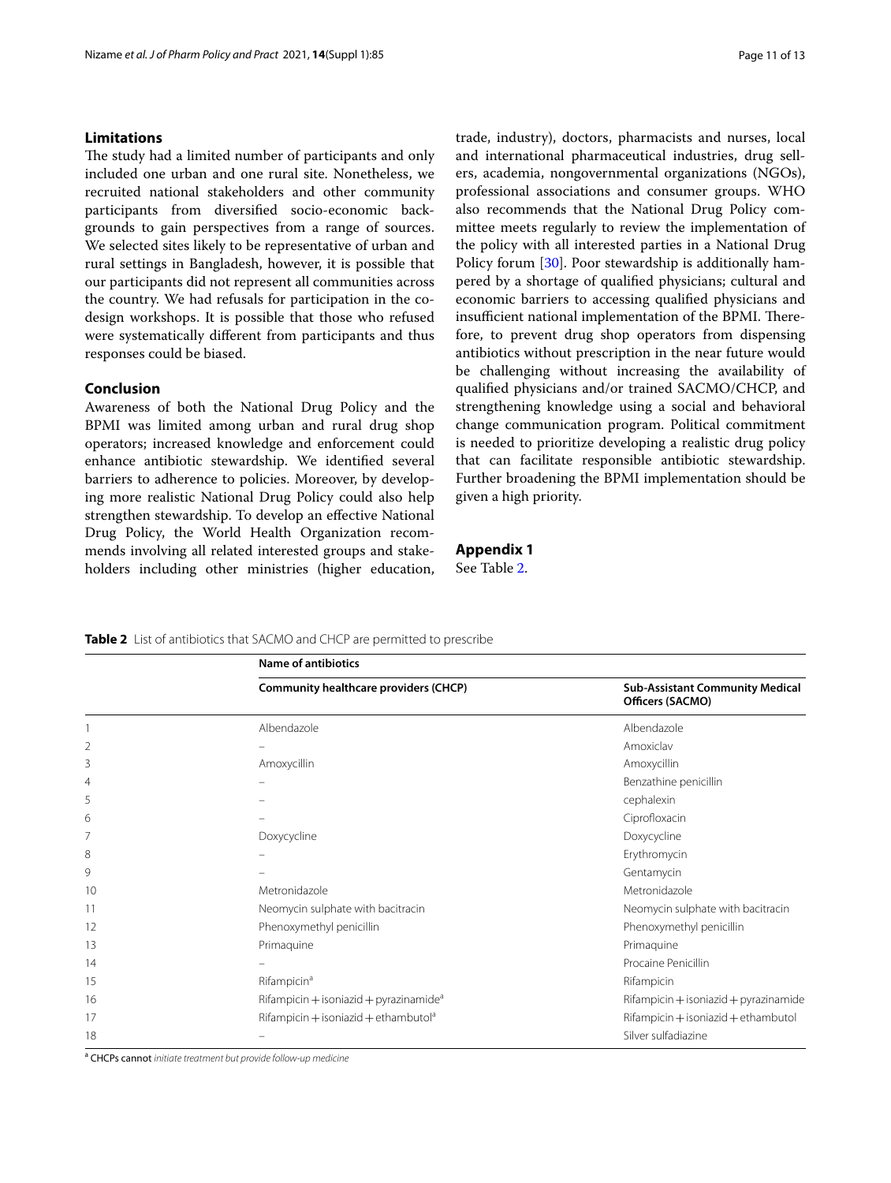## Limitations

The study had a limited number of participants and only included one urban and one rural site. Nonetheless, we recruited national stakeholders and other community participants from diversified socio-economic backgrounds to gain perspectives from a range of sources. We selected sites likely to be representative of urban and rural settings in Bangladesh, however, it is possible that our participants did not represent all communities across the country. We had refusals for participation in the co-design workshops. It is possible that those who refused were systematically different from participants and thus responses could be biased.

## Conclusion

Awareness of both the National Drug Policy and the BPMI was limited among urban and rural drug shop operators; increased knowledge and enforcement could enhance antibiotic stewardship. We identified several barriers to adherence to policies. Moreover, by developing more realistic National Drug Policy could also help strengthen stewardship. To develop an effective National Drug Policy, the World Health Organization recommends involving all related interested groups and stakeholders including other ministries (higher education, trade, industry), doctors, pharmacists and nurses, local and international pharmaceutical industries, drug sellers, academia, nongovernmental organizations (NGOs), professional associations and consumer groups. WHO also recommends that the National Drug Policy committee meets regularly to review the implementation of the policy with all interested parties in a National Drug Policy forum [30]. Poor stewardship is additionally hampered by a shortage of qualified physicians; cultural and economic barriers to accessing qualified physicians and insufficient national implementation of the BPMI. Therefore, to prevent drug shop operators from dispensing antibiotics without prescription in the near future would be challenging without increasing the availability of qualified physicians and/or trained SACMO/CHCP, and strengthening knowledge using a social and behavioral change communication program. Political commitment is needed to prioritize developing a realistic drug policy that can facilitate responsible antibiotic stewardship. Further broadening the BPMI implementation should be given a high priority.

## Appendix 1

See Table 2.

**Table 2** List of antibiotics that SACMO and CHCP are permitted to prescribe

| | Name of antibiotics | |
|---|---|---|
| | **Community healthcare providers (CHCP)** | **Sub-Assistant Community Medical Officers (SACMO)** |
| 1 | Albendazole | Albendazole |
| 2 | – | Amoxiclav |
| 3 | Amoxycillin | Amoxycillin |
| 4 | – | Benzathine penicillin |
| 5 | – | cephalexin |
| 6 | – | Ciprofloxacin |
| 7 | Doxycycline | Doxycycline |
| 8 | – | Erythromycin |
| 9 | – | Gentamycin |
| 10 | Metronidazole | Metronidazole |
| 11 | Neomycin sulphate with bacitracin | Neomycin sulphate with bacitracin |
| 12 | Phenoxymethyl penicillin | Phenoxymethyl penicillin |
| 13 | Primaquine | Primaquine |
| 14 | – | Procaine Penicillin |
| 15 | Rifampicin[a] | Rifampicin |
| 16 | Rifampicin + isoniazid + pyrazinamide[a] | Rifampicin + isoniazid + pyrazinamide |
| 17 | Rifampicin + isoniazid + ethambutol[a] | Rifampicin + isoniazid + ethambutol |
| 18 | – | Silver sulfadiazine |

[a] CHCPs cannot *initiate treatment but provide follow-up medicine*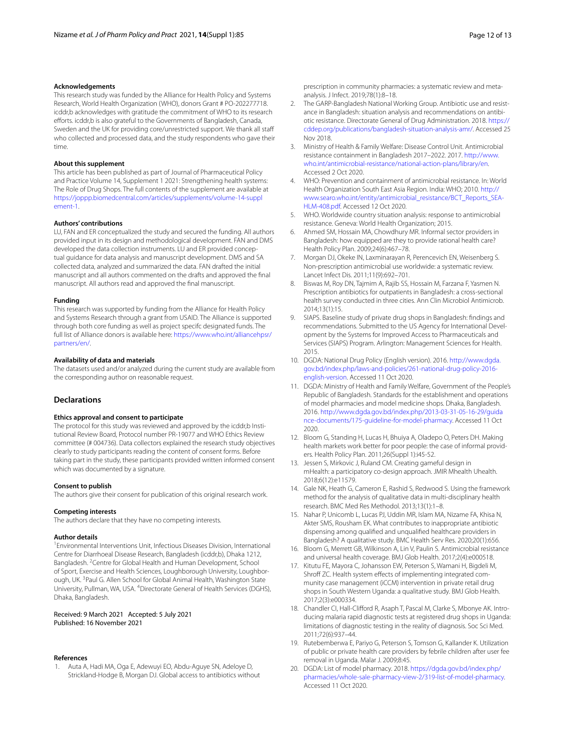#### Acknowledgements

This research study was funded by the Alliance for Health Policy and Systems Research, World Health Organization (WHO), donors Grant # PO-202277718. icddr,b acknowledges with gratitude the commitment of WHO to its research efforts. icddr,b is also grateful to the Governments of Bangladesh, Canada, Sweden and the UK for providing core/unrestricted support. We thank all staff who collected and processed data, and the study respondents who gave their time.

#### About this supplement

This article has been published as part of Journal of Pharmaceutical Policy and Practice Volume 14, Supplement 1 2021: Strengthening health systems: The Role of Drug Shops. The full contents of the supplement are available at https://joppp.biomedcentral.com/articles/supplements/volume-14-supplement-1.

#### Authors' contributions

LU, FAN and ER conceptualized the study and secured the funding. All authors provided input in its design and methodological development. FAN and DMS developed the data collection instruments. LU and ER provided conceptual guidance for data analysis and manuscript development. DMS and SA collected data, analyzed and summarized the data. FAN drafted the initial manuscript and all authors commented on the drafts and approved the final manuscript. All authors read and approved the final manuscript.

#### Funding

This research was supported by funding from the Alliance for Health Policy and Systems Research through a grant from USAID. The Alliance is supported through both core funding as well as project specifc designated funds. The full list of Alliance donors is available here: https://www.who.int/alliancehpsr/partners/en/.

#### Availability of data and materials

The datasets used and/or analyzed during the current study are available from the corresponding author on reasonable request.

## Declarations

#### Ethics approval and consent to participate

The protocol for this study was reviewed and approved by the icddr,b Institutional Review Board, Protocol number PR-19077 and WHO Ethics Review committee (# 004736). Data collectors explained the research study objectives clearly to study participants reading the content of consent forms. Before taking part in the study, these participants provided written informed consent which was documented by a signature.

#### Consent to publish

The authors give their consent for publication of this original research work.

#### Competing interests

The authors declare that they have no competing interests.

#### Author details

[1]Environmental Interventions Unit, Infectious Diseases Division, International Centre for Diarrhoeal Disease Research, Bangladesh (icddr,b), Dhaka 1212, Bangladesh. [2]Centre for Global Health and Human Development, School of Sport, Exercise and Health Sciences, Loughborough University, Loughborough, UK. [3]Paul G. Allen School for Global Animal Health, Washington State University, Pullman, WA, USA. [4]Directorate General of Health Services (DGHS), Dhaka, Bangladesh.

Received: 9 March 2021 Accepted: 5 July 2021
Published: 16 November 2021

#### References

1. Auta A, Hadi MA, Oga E, Adewuyi EO, Abdu-Aguye SN, Adeloye D, Strickland-Hodge B, Morgan DJ. Global access to antibiotics without prescription in community pharmacies: a systematic review and meta-analysis. J Infect. 2019;78(1):8–18.
2. The GARP-Bangladesh National Working Group. Antibiotic use and resistance in Bangladesh: situation analysis and recommendations on antibiotic resistance. Directorate General of Drug Administration. 2018. https://cddep.org/publications/bangladesh-situation-analysis-amr/. Accessed 25 Nov 2018.
3. Ministry of Health & Family Welfare: Disease Control Unit. Antimicrobial resistance containment in Bangladesh 2017–2022. 2017. http://www.who.int/antimicrobial-resistance/national-action-plans/library/en. Accessed 2 Oct 2020.
4. WHO: Prevention and containment of antimicrobial resistance. In: World Health Organization South East Asia Region. India: WHO; 2010. http://www.searo.who.int/entity/antimicrobial_resistance/BCT_Reports_SEA-HLM-408.pdf. Accessed 12 Oct 2020.
5. WHO. Worldwide country situation analysis: response to antimicrobial resistance. Geneva: World Health Organization; 2015.
6. Ahmed SM, Hossain MA, Chowdhury MR. Informal sector providers in Bangladesh: how equipped are they to provide rational health care? Health Policy Plan. 2009;24(6):467–78.
7. Morgan DJ, Okeke IN, Laxminarayan R, Perencevich EN, Weisenberg S. Non-prescription antimicrobial use worldwide: a systematic review. Lancet Infect Dis. 2011;11(9):692–701.
8. Biswas M, Roy DN, Tajmim A, Rajib SS, Hossain M, Farzana F, Yasmen N. Prescription antibiotics for outpatients in Bangladesh: a cross-sectional health survey conducted in three cities. Ann Clin Microbiol Antimicrob. 2014;13(1):15.
9. SIAPS. Baseline study of private drug shops in Bangladesh: findings and recommendations. Submitted to the US Agency for International Development by the Systems for Improved Access to Pharmaceuticals and Services (SIAPS) Program. Arlington: Management Sciences for Health. 2015.
10. DGDA: National Drug Policy (English version). 2016. http://www.dgda.gov.bd/index.php/laws-and-policies/261-national-drug-policy-2016-english-version. Accessed 11 Oct 2020.
11. DGDA: Ministry of Health and Family Welfare, Government of the People's Republic of Bangladesh. Standards for the establishment and operations of model pharmacies and model medicine shops. Dhaka, Bangladesh. 2016. http://www.dgda.gov.bd/index.php/2013-03-31-05-16-29/guidance-documents/175-guideline-for-model-pharmacy. Accessed 11 Oct 2020.
12. Bloom G, Standing H, Lucas H, Bhuiya A, Oladepo O, Peters DH. Making health markets work better for poor people: the case of informal providers. Health Policy Plan. 2011;26(Suppl 1):i45-52.
13. Jessen S, Mirkovic J, Ruland CM. Creating gameful design in mHealth: a participatory co-design approach. JMIR Mhealth Uhealth. 2018;6(12):e11579.
14. Gale NK, Heath G, Cameron E, Rashid S, Redwood S. Using the framework method for the analysis of qualitative data in multi-disciplinary health research. BMC Med Res Methodol. 2013;13(1):1–8.
15. Nahar P, Unicomb L, Lucas PJ, Uddin MR, Islam MA, Nizame FA, Khisa N, Akter SMS, Rousham EK. What contributes to inappropriate antibiotic dispensing among qualified and unqualified healthcare providers in Bangladesh? A qualitative study. BMC Health Serv Res. 2020;20(1):656.
16. Bloom G, Merrett GB, Wilkinson A, Lin V, Paulin S. Antimicrobial resistance and universal health coverage. BMJ Glob Health. 2017;2(4):e000518.
17. Kitutu FE, Mayora C, Johansson EW, Peterson S, Wamani H, Bigdeli M, Shroff ZC. Health system effects of implementing integrated community case management (iCCM) intervention in private retail drug shops in South Western Uganda: a qualitative study. BMJ Glob Health. 2017;2(3):e000334.
18. Chandler CI, Hall-Clifford R, Asaph T, Pascal M, Clarke S, Mbonye AK. Introducing malaria rapid diagnostic tests at registered drug shops in Uganda: limitations of diagnostic testing in the reality of diagnosis. Soc Sci Med. 2011;72(6):937–44.
19. Rutebemberwa E, Pariyo G, Peterson S, Tomson G, Kallander K. Utilization of public or private health care providers by febrile children after user fee removal in Uganda. Malar J. 2009;8:45.
20. DGDA: List of model pharmacy. 2018. https://dgda.gov.bd/index.php/pharmacies/whole-sale-pharmacy-view-2/319-list-of-model-pharmacy. Accessed 11 Oct 2020.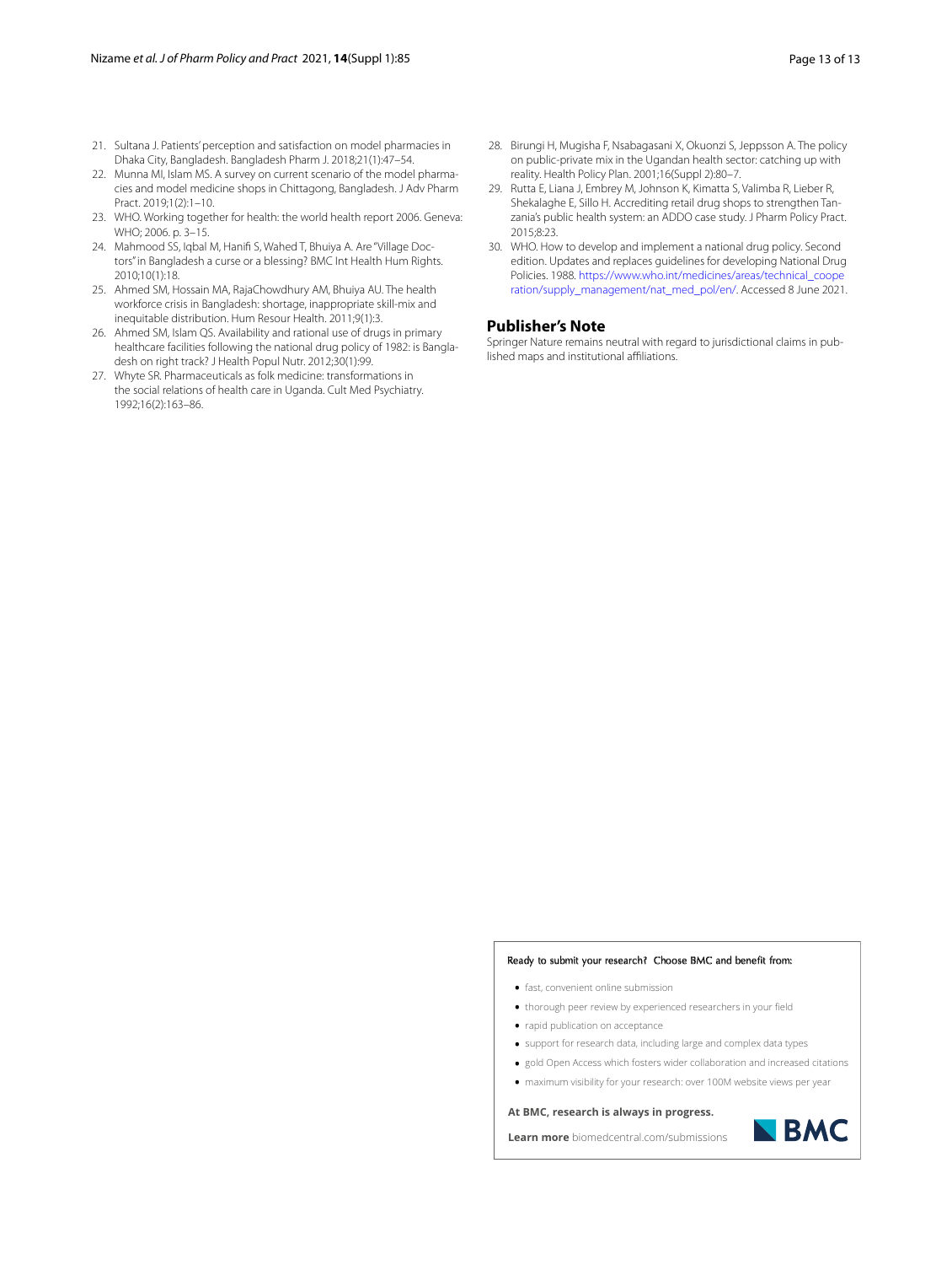21. Sultana J. Patients' perception and satisfaction on model pharmacies in Dhaka City, Bangladesh. Bangladesh Pharm J. 2018;21(1):47–54.
22. Munna MI, Islam MS. A survey on current scenario of the model pharmacies and model medicine shops in Chittagong, Bangladesh. J Adv Pharm Pract. 2019;1(2):1–10.
23. WHO. Working together for health: the world health report 2006. Geneva: WHO; 2006. p. 3–15.
24. Mahmood SS, Iqbal M, Hanifi S, Wahed T, Bhuiya A. Are "Village Doctors" in Bangladesh a curse or a blessing? BMC Int Health Hum Rights. 2010;10(1):18.
25. Ahmed SM, Hossain MA, RajaChowdhury AM, Bhuiya AU. The health workforce crisis in Bangladesh: shortage, inappropriate skill-mix and inequitable distribution. Hum Resour Health. 2011;9(1):3.
26. Ahmed SM, Islam QS. Availability and rational use of drugs in primary healthcare facilities following the national drug policy of 1982: is Bangladesh on right track? J Health Popul Nutr. 2012;30(1):99.
27. Whyte SR. Pharmaceuticals as folk medicine: transformations in the social relations of health care in Uganda. Cult Med Psychiatry. 1992;16(2):163–86.
28. Birungi H, Mugisha F, Nsabagasani X, Okuonzi S, Jeppsson A. The policy on public-private mix in the Ugandan health sector: catching up with reality. Health Policy Plan. 2001;16(Suppl 2):80–7.
29. Rutta E, Liana J, Embrey M, Johnson K, Kimatta S, Valimba R, Lieber R, Shekalaghe E, Sillo H. Accrediting retail drug shops to strengthen Tanzania's public health system: an ADDO case study. J Pharm Policy Pract. 2015;8:23.
30. WHO. How to develop and implement a national drug policy. Second edition. Updates and replaces guidelines for developing National Drug Policies. 1988. https://www.who.int/medicines/areas/technical_cooperation/supply_management/nat_med_pol/en/. Accessed 8 June 2021.

## Publisher's Note

Springer Nature remains neutral with regard to jurisdictional claims in published maps and institutional affiliations.

Ready to submit your research? Choose BMC and benefit from:

- fast, convenient online submission
- thorough peer review by experienced researchers in your field
- rapid publication on acceptance
- support for research data, including large and complex data types
- gold Open Access which fosters wider collaboration and increased citations
- maximum visibility for your research: over 100M website views per year

**At BMC, research is always in progress.**

**Learn more** biomedcentral.com/submissions

BMC